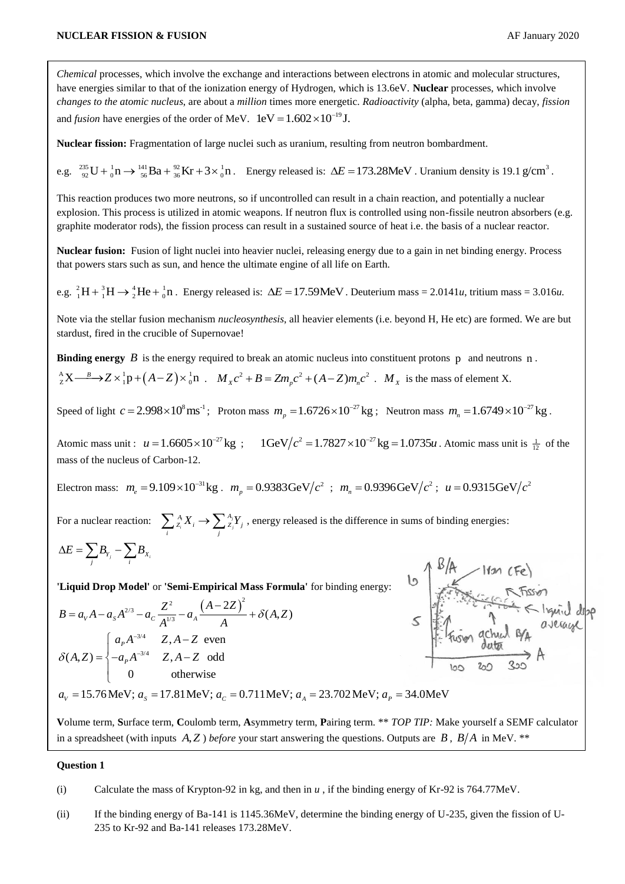*Chemical* processes, which involve the exchange and interactions between electrons in atomic and molecular structures, have energies similar to that of the ionization energy of Hydrogen, which is 13.6eV. **Nuclear** processes, which involve *changes to the atomic nucleus*, are about a *million* times more energetic. *Radioactivity* (alpha, beta, gamma) decay, *fission* and *fusion* have energies of the order of MeV. $1\text{eV} = 1.602\times10^{-19}\text{J}$.

**Nuclear fission:** Fragmentation of large nuclei such as uranium, resulting from neutron bombardment.

e.g. ${}^{235}_{92}\text{U} + {}^{1}_{0}\text{n} \rightarrow {}^{141}_{56}\text{Ba} + {}^{92}_{36}\text{Kr} + 3\times{}^{1}_{0}\text{n}$. Energy released is: $\Delta E = 173.28\text{MeV}$. Uranium density is $19.1\,\text{g/cm}^3$.

This reaction produces two more neutrons, so if uncontrolled can result in a chain reaction, and potentially a nuclear explosion. This process is utilized in atomic weapons. If neutron flux is controlled using non-fissile neutron absorbers (e.g. graphite moderator rods), the fission process can result in a sustained source of heat i.e. the basis of a nuclear reactor.

**Nuclear fusion:** Fusion of light nuclei into heavier nuclei, releasing energy due to a gain in net binding energy. Process that powers stars such as sun, and hence the ultimate engine of all life on Earth.

e.g. ${}^{2}_{1}\text{H} + {}^{3}_{1}\text{H} \rightarrow {}^{4}_{2}\text{He} + {}^{1}_{0}\text{n}$. Energy released is: $\Delta E = 17.59\text{MeV}$. Deuterium mass = $2.0141u$, tritium mass = $3.016u$.

Note via the stellar fusion mechanism *nucleosynthesis*, all heavier elements (i.e. beyond H, He etc) are formed. We are but stardust, fired in the crucible of Supernovae!

**Binding energy** $B$ is the energy required to break an atomic nucleus into constituent protons p and neutrons n.

${}^{A}_{Z}\text{X} \xrightarrow{B} Z\times{}^{1}_{1}\text{p} + (A-Z)\times{}^{1}_{0}\text{n}$ . $M_X c^2 + B = Zm_p c^2 + (A-Z)m_n c^2$ . $M_X$ is the mass of element X.

Speed of light $c = 2.998\times10^{8}\text{ms}^{-1}$; Proton mass $m_p = 1.6726\times10^{-27}\text{kg}$; Neutron mass $m_n = 1.6749\times10^{-27}\text{kg}$.

Atomic mass unit : $u = 1.6605\times10^{-27}\text{kg}$ ; $1\text{GeV}/c^2 = 1.7827\times10^{-27}\text{kg} = 1.0735u$. Atomic mass unit is $\frac{1}{12}$ of the mass of the nucleus of Carbon-12.

Electron mass: $m_e = 9.109\times10^{-31}\text{kg}$ . $m_p = 0.9383\text{GeV}/c^2$ ; $m_n = 0.9396\text{GeV}/c^2$ ; $u = 0.9315\text{GeV}/c^2$

For a nuclear reaction: $\sum_i {}^{A_i}_{Z_i}X_i \rightarrow \sum_j {}^{A_j}_{Z_j}Y_j$ , energy released is the difference in sums of binding energies:

$$\Delta E = \sum_j B_{Y_j} - \sum_i B_{X_i}$$

**'Liquid Drop Model'** or **'Semi-Empirical Mass Formula'** for binding energy:

$$B = a_V A - a_S A^{2/3} - a_C \frac{Z^2}{A^{1/3}} - a_A \frac{(A-2Z)^2}{A} + \delta(A,Z)$$

$$\delta(A,Z) = \begin{cases} a_P A^{-3/4} & Z, A-Z \text{ even} \\ -a_P A^{-3/4} & Z, A-Z \text{ odd} \\ 0 & \text{otherwise} \end{cases}$$

$a_V = 15.76\,\text{MeV};\ a_S = 17.81\,\text{MeV};\ a_C = 0.711\,\text{MeV};\ a_A = 23.702\,\text{MeV};\ a_P = 34.0\text{MeV}$

**V**olume term, **S**urface term, **C**oulomb term, **A**symmetry term, **P**airing term. \*\* *TOP TIP:* Make yourself a SEMF calculator in a spreadsheet (with inputs $A, Z$ ) *before* your start answering the questions. Outputs are $B$, $B/A$ in MeV. \*\*

**Question 1**

(i) Calculate the mass of Krypton-92 in kg, and then in $u$ , if the binding energy of Kr-92 is 764.77MeV.

(ii) If the binding energy of Ba-141 is 1145.36MeV, determine the binding energy of U-235, given the fission of U-235 to Kr-92 and Ba-141 releases 173.28MeV.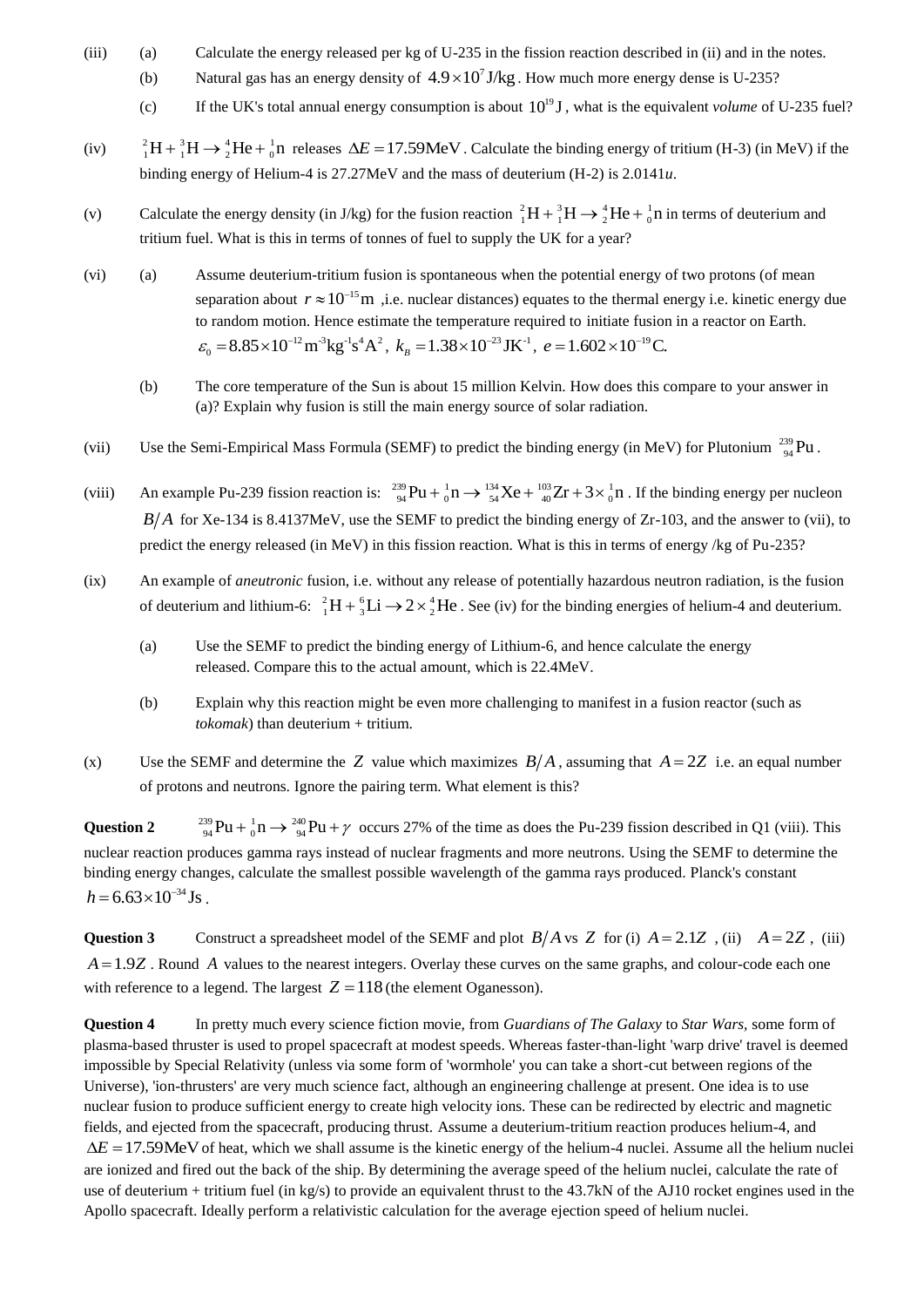(iii) (a) Calculate the energy released per kg of U-235 in the fission reaction described in (ii) and in the notes.

(b) Natural gas has an energy density of $4.9\times10^{7}\,\text{J/kg}$. How much more energy dense is U-235?

(c) If the UK's total annual energy consumption is about $10^{19}\,\text{J}$, what is the equivalent *volume* of U-235 fuel?

(iv) ${}^{2}_{1}\text{H}+{}^{3}_{1}\text{H}\rightarrow{}^{4}_{2}\text{He}+{}^{1}_{0}\text{n}$ releases $\Delta E = 17.59\text{MeV}$. Calculate the binding energy of tritium (H-3) (in MeV) if the binding energy of Helium-4 is 27.27MeV and the mass of deuterium (H-2) is 2.0141*u*.

(v) Calculate the energy density (in J/kg) for the fusion reaction ${}^{2}_{1}\text{H}+{}^{3}_{1}\text{H}\rightarrow{}^{4}_{2}\text{He}+{}^{1}_{0}\text{n}$ in terms of deuterium and tritium fuel. What is this in terms of tonnes of fuel to supply the UK for a year?

(vi) (a) Assume deuterium-tritium fusion is spontaneous when the potential energy of two protons (of mean separation about $r\approx10^{-15}\,\text{m}$ ,i.e. nuclear distances) equates to the thermal energy i.e. kinetic energy due to random motion. Hence estimate the temperature required to initiate fusion in a reactor on Earth.
$\varepsilon_0 = 8.85\times10^{-12}\,\text{m}^{-3}\text{kg}^{-1}\text{s}^{4}\text{A}^{2},\ k_B = 1.38\times10^{-23}\,\text{JK}^{-1},\ e = 1.602\times10^{-19}\,\text{C}.$

(b) The core temperature of the Sun is about 15 million Kelvin. How does this compare to your answer in (a)? Explain why fusion is still the main energy source of solar radiation.

(vii) Use the Semi-Empirical Mass Formula (SEMF) to predict the binding energy (in MeV) for Plutonium ${}^{239}_{94}\text{Pu}$.

(viii) An example Pu-239 fission reaction is: ${}^{239}_{94}\text{Pu}+{}^{1}_{0}\text{n}\rightarrow{}^{134}_{54}\text{Xe}+{}^{103}_{40}\text{Zr}+3\times{}^{1}_{0}\text{n}$. If the binding energy per nucleon $B/A$ for Xe-134 is 8.4137MeV, use the SEMF to predict the binding energy of Zr-103, and the answer to (vii), to predict the energy released (in MeV) in this fission reaction. What is this in terms of energy /kg of Pu-235?

(ix) An example of *aneutronic* fusion, i.e. without any release of potentially hazardous neutron radiation, is the fusion of deuterium and lithium-6: ${}^{2}_{1}\text{H}+{}^{6}_{3}\text{Li}\rightarrow 2\times{}^{4}_{2}\text{He}$. See (iv) for the binding energies of helium-4 and deuterium.

(a) Use the SEMF to predict the binding energy of Lithium-6, and hence calculate the energy released. Compare this to the actual amount, which is 22.4MeV.

(b) Explain why this reaction might be even more challenging to manifest in a fusion reactor (such as *tokomak*) than deuterium + tritium.

(x) Use the SEMF and determine the $Z$ value which maximizes $B/A$, assuming that $A = 2Z$ i.e. an equal number of protons and neutrons. Ignore the pairing term. What element is this?

**Question 2** ${}^{239}_{94}\text{Pu}+{}^{1}_{0}\text{n}\rightarrow{}^{240}_{94}\text{Pu}+\gamma$ occurs 27% of the time as does the Pu-239 fission described in Q1 (viii). This nuclear reaction produces gamma rays instead of nuclear fragments and more neutrons. Using the SEMF to determine the binding energy changes, calculate the smallest possible wavelength of the gamma rays produced. Planck's constant $h = 6.63\times10^{-34}\,\text{Js}$.

**Question 3** Construct a spreadsheet model of the SEMF and plot $B/A$ vs $Z$ for (i) $A = 2.1Z$ , (ii) $A = 2Z$ , (iii) $A = 1.9Z$. Round $A$ values to the nearest integers. Overlay these curves on the same graphs, and colour-code each one with reference to a legend. The largest $Z = 118$ (the element Oganesson).

**Question 4** In pretty much every science fiction movie, from *Guardians of The Galaxy* to *Star Wars,* some form of plasma-based thruster is used to propel spacecraft at modest speeds. Whereas faster-than-light 'warp drive' travel is deemed impossible by Special Relativity (unless via some form of 'wormhole' you can take a short-cut between regions of the Universe), 'ion-thrusters' are very much science fact, although an engineering challenge at present. One idea is to use nuclear fusion to produce sufficient energy to create high velocity ions. These can be redirected by electric and magnetic fields, and ejected from the spacecraft, producing thrust. Assume a deuterium-tritium reaction produces helium-4, and $\Delta E = 17.59\text{MeV}$ of heat, which we shall assume is the kinetic energy of the helium-4 nuclei. Assume all the helium nuclei are ionized and fired out the back of the ship. By determining the average speed of the helium nuclei, calculate the rate of use of deuterium + tritium fuel (in kg/s) to provide an equivalent thrust to the 43.7kN of the AJ10 rocket engines used in the Apollo spacecraft. Ideally perform a relativistic calculation for the average ejection speed of helium nuclei.